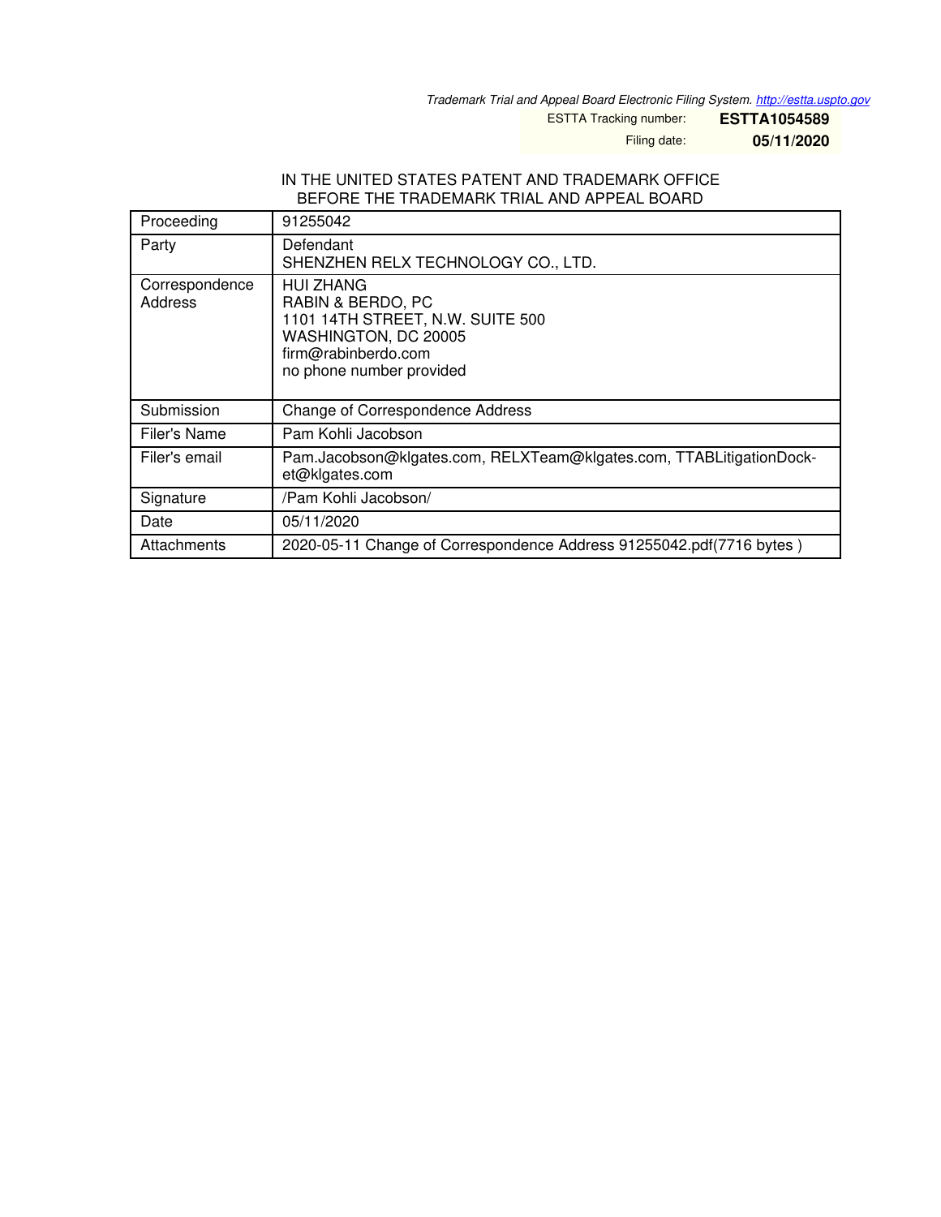*Trademark Trial and Appeal Board Electronic Filing System. http://estta.uspto.gov*

ESTTA Tracking number: **ESTTA1054589**

Filing date: **05/11/2020**

IN THE UNITED STATES PATENT AND TRADEMARK OFFICE
BEFORE THE TRADEMARK TRIAL AND APPEAL BOARD

| Proceeding | 91255042 |
|---|---|
| Party | Defendant<br>SHENZHEN RELX TECHNOLOGY CO., LTD. |
| Correspondence Address | HUI ZHANG<br>RABIN & BERDO, PC<br>1101 14TH STREET, N.W. SUITE 500<br>WASHINGTON, DC 20005<br>firm@rabinberdo.com<br>no phone number provided |
| Submission | Change of Correspondence Address |
| Filer's Name | Pam Kohli Jacobson |
| Filer's email | Pam.Jacobson@klgates.com, RELXTeam@klgates.com, TTABLitigationDocket@klgates.com |
| Signature | /Pam Kohli Jacobson/ |
| Date | 05/11/2020 |
| Attachments | 2020-05-11 Change of Correspondence Address 91255042.pdf(7716 bytes ) |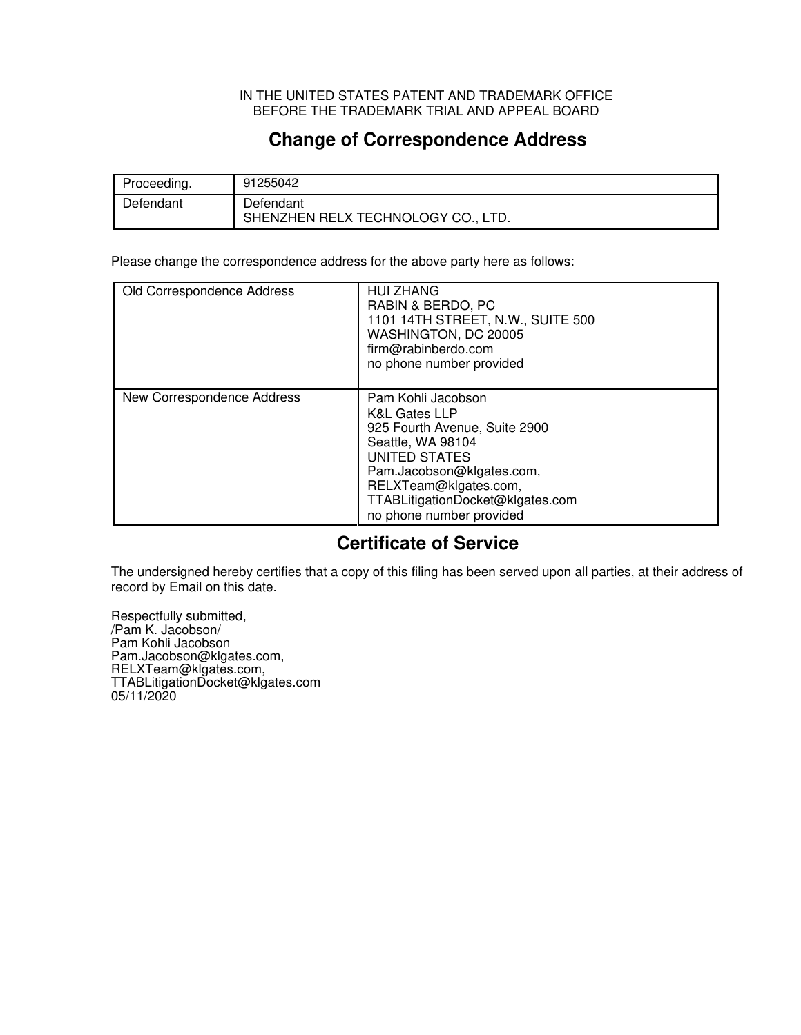IN THE UNITED STATES PATENT AND TRADEMARK OFFICE
BEFORE THE TRADEMARK TRIAL AND APPEAL BOARD

# Change of Correspondence Address

| | |
|---|---|
| Proceeding. | 91255042 |
| Defendant | Defendant<br>SHENZHEN RELX TECHNOLOGY CO., LTD. |

Please change the correspondence address for the above party here as follows:

| | |
|---|---|
| Old Correspondence Address | HUI ZHANG<br>RABIN & BERDO, PC<br>1101 14TH STREET, N.W., SUITE 500<br>WASHINGTON, DC 20005<br>firm@rabinberdo.com<br>no phone number provided |
| New Correspondence Address | Pam Kohli Jacobson<br>K&L Gates LLP<br>925 Fourth Avenue, Suite 2900<br>Seattle, WA 98104<br>UNITED STATES<br>Pam.Jacobson@klgates.com,<br>RELXTeam@klgates.com,<br>TTABLitigationDocket@klgates.com<br>no phone number provided |

# Certificate of Service

The undersigned hereby certifies that a copy of this filing has been served upon all parties, at their address of record by Email on this date.

Respectfully submitted,
/Pam K. Jacobson/
Pam Kohli Jacobson
Pam.Jacobson@klgates.com,
RELXTeam@klgates.com,
TTABLitigationDocket@klgates.com
05/11/2020